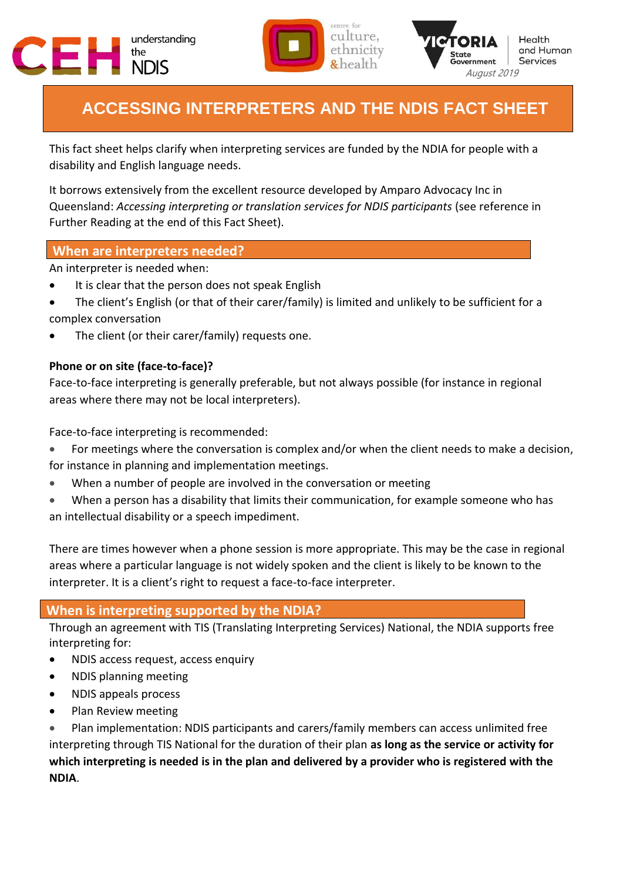understanding the NDIS

centre for culture, ethnicity &health

VICTORIA State Government | Health and Human Services

*August 2019*

# ACCESSING INTERPRETERS AND THE NDIS FACT SHEET

This fact sheet helps clarify when interpreting services are funded by the NDIA for people with a disability and English language needs.

It borrows extensively from the excellent resource developed by Amparo Advocacy Inc in Queensland: *Accessing interpreting or translation services for NDIS participants* (see reference in Further Reading at the end of this Fact Sheet).

## When are interpreters needed?

An interpreter is needed when:

- It is clear that the person does not speak English
- The client's English (or that of their carer/family) is limited and unlikely to be sufficient for a complex conversation
- The client (or their carer/family) requests one.

**Phone or on site (face-to-face)?**

Face-to-face interpreting is generally preferable, but not always possible (for instance in regional areas where there may not be local interpreters).

Face-to-face interpreting is recommended:

- For meetings where the conversation is complex and/or when the client needs to make a decision, for instance in planning and implementation meetings.
- When a number of people are involved in the conversation or meeting
- When a person has a disability that limits their communication, for example someone who has an intellectual disability or a speech impediment.

There are times however when a phone session is more appropriate. This may be the case in regional areas where a particular language is not widely spoken and the client is likely to be known to the interpreter. It is a client's right to request a face-to-face interpreter.

## When is interpreting supported by the NDIA?

Through an agreement with TIS (Translating Interpreting Services) National, the NDIA supports free interpreting for:

- NDIS access request, access enquiry
- NDIS planning meeting
- NDIS appeals process
- Plan Review meeting
- Plan implementation: NDIS participants and carers/family members can access unlimited free interpreting through TIS National for the duration of their plan **as long as the service or activity for which interpreting is needed is in the plan and delivered by a provider who is registered with the NDIA**.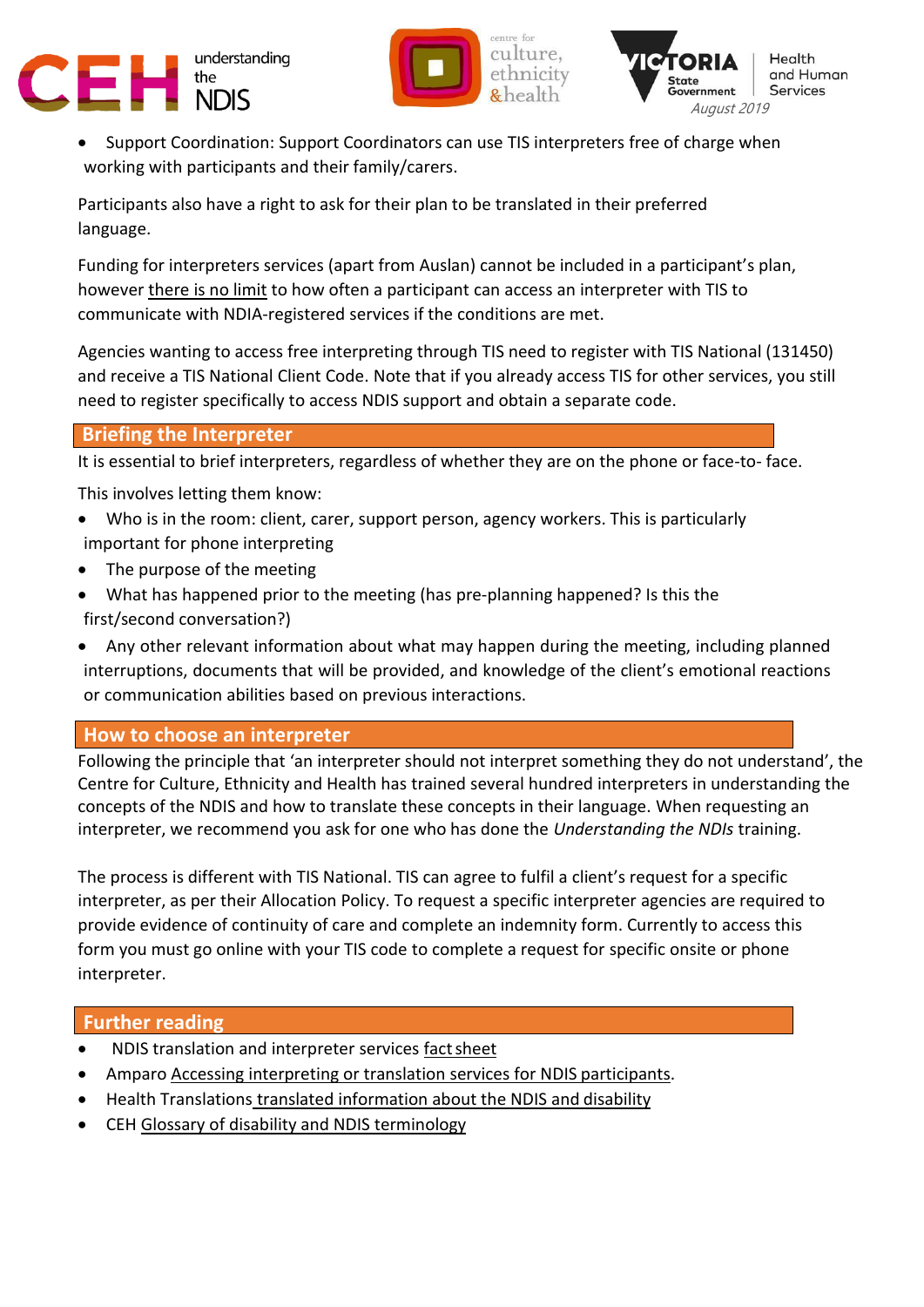- Support Coordination: Support Coordinators can use TIS interpreters free of charge when working with participants and their family/carers.

Participants also have a right to ask for their plan to be translated in their preferred language.

Funding for interpreters services (apart from Auslan) cannot be included in a participant's plan, however there is no limit to how often a participant can access an interpreter with TIS to communicate with NDIA-registered services if the conditions are met.

Agencies wanting to access free interpreting through TIS need to register with TIS National (131450) and receive a TIS National Client Code. Note that if you already access TIS for other services, you still need to register specifically to access NDIS support and obtain a separate code.

## Briefing the Interpreter

It is essential to brief interpreters, regardless of whether they are on the phone or face-to- face.

This involves letting them know:

- Who is in the room: client, carer, support person, agency workers. This is particularly important for phone interpreting
- The purpose of the meeting
- What has happened prior to the meeting (has pre-planning happened? Is this the first/second conversation?)
- Any other relevant information about what may happen during the meeting, including planned interruptions, documents that will be provided, and knowledge of the client's emotional reactions or communication abilities based on previous interactions.

## How to choose an interpreter

Following the principle that 'an interpreter should not interpret something they do not understand', the Centre for Culture, Ethnicity and Health has trained several hundred interpreters in understanding the concepts of the NDIS and how to translate these concepts in their language. When requesting an interpreter, we recommend you ask for one who has done the *Understanding the NDIs* training.

The process is different with TIS National. TIS can agree to fulfil a client's request for a specific interpreter, as per their Allocation Policy. To request a specific interpreter agencies are required to provide evidence of continuity of care and complete an indemnity form. Currently to access this form you must go online with your TIS code to complete a request for specific onsite or phone interpreter.

## Further reading

- NDIS translation and interpreter services fact sheet
- Amparo Accessing interpreting or translation services for NDIS participants.
- Health Translations translated information about the NDIS and disability
- CEH Glossary of disability and NDIS terminology